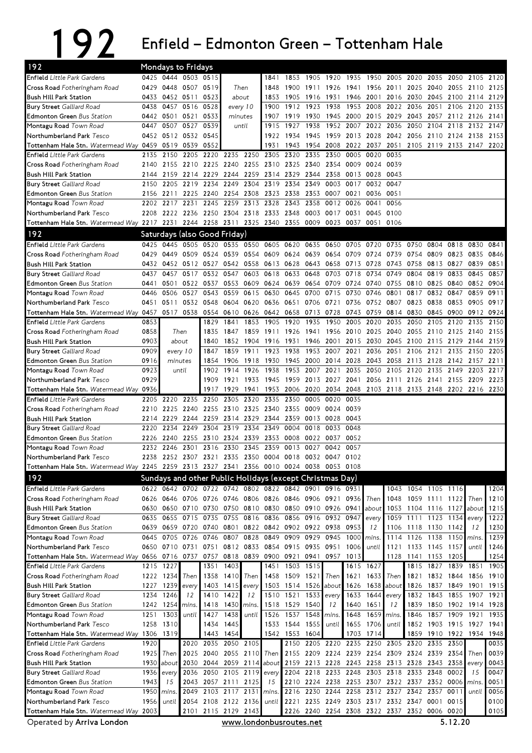# 192 Enfield – Edmonton Green – Tottenham Hale

## Mondays to Fridays

| Stop | | | | | | | | | | | | | | | | | |
|---|---|---|---|---|---|---|---|---|---|---|---|---|---|---|---|---|---|
| **Enfield** *Little Park Gardens* | 0425 | 0444 | 0503 | 0515 | Then | 1841 | 1853 | 1905 | 1920 | 1935 | 1950 | 2005 | 2020 | 2035 | 2050 | 2105 | 2120 |
| **Cross Road** *Fotheringham Road* | 0429 | 0448 | 0507 | 0519 | about | 1848 | 1900 | 1911 | 1926 | 1941 | 1956 | 2011 | 2025 | 2040 | 2055 | 2110 | 2125 |
| **Bush Hill Park Station** | 0433 | 0452 | 0511 | 0523 | every 10 | 1853 | 1905 | 1916 | 1931 | 1946 | 2001 | 2016 | 2030 | 2045 | 2100 | 2114 | 2129 |
| **Bury Street** *Galliard Road* | 0438 | 0457 | 0516 | 0528 | minutes | 1900 | 1912 | 1923 | 1938 | 1953 | 2008 | 2022 | 2036 | 2051 | 2106 | 2120 | 2135 |
| **Edmonton Green** *Bus Station* | 0442 | 0501 | 0521 | 0533 | until | 1907 | 1919 | 1930 | 1945 | 2000 | 2015 | 2029 | 2043 | 2057 | 2112 | 2126 | 2141 |
| **Montagu Road** *Town Road* | 0447 | 0507 | 0527 | 0539 | | 1915 | 1927 | 1938 | 1952 | 2007 | 2022 | 2036 | 2050 | 2104 | 2118 | 2132 | 2147 |
| **Northumberland Park** *Tesco* | 0452 | 0512 | 0532 | 0545 | | 1922 | 1934 | 1945 | 1959 | 2013 | 2028 | 2042 | 2056 | 2110 | 2124 | 2138 | 2153 |
| **Tottenham Hale Stn.** *Watermead Way* | 0459 | 0519 | 0539 | 0552 | | 1931 | 1943 | 1954 | 2008 | 2022 | 2037 | 2051 | 2105 | 2119 | 2133 | 2147 | 2202 |

| Stop | | | | | | | | | | | | | |
|---|---|---|---|---|---|---|---|---|---|---|---|---|---|
| **Enfield** *Little Park Gardens* | 2135 | 2150 | 2205 | 2220 | 2235 | 2250 | 2305 | 2320 | 2335 | 2350 | 0005 | 0020 | 0035 |
| **Cross Road** *Fotheringham Road* | 2140 | 2155 | 2210 | 2225 | 2240 | 2255 | 2310 | 2325 | 2340 | 2354 | 0009 | 0024 | 0039 |
| **Bush Hill Park Station** | 2144 | 2159 | 2214 | 2229 | 2244 | 2259 | 2314 | 2329 | 2344 | 2358 | 0013 | 0028 | 0043 |
| **Bury Street** *Galliard Road* | 2150 | 2205 | 2219 | 2234 | 2249 | 2304 | 2319 | 2334 | 2349 | 0003 | 0017 | 0032 | 0047 |
| **Edmonton Green** *Bus Station* | 2156 | 2211 | 2225 | 2240 | 2254 | 2308 | 2323 | 2338 | 2353 | 0007 | 0021 | 0036 | 0051 |
| **Montagu Road** *Town Road* | 2202 | 2217 | 2231 | 2245 | 2259 | 2313 | 2328 | 2343 | 2358 | 0012 | 0026 | 0041 | 0056 |
| **Northumberland Park** *Tesco* | 2208 | 2222 | 2236 | 2250 | 2304 | 2318 | 2333 | 2348 | 0003 | 0017 | 0031 | 0045 | 0100 |
| **Tottenham Hale Stn.** *Watermead Way* | 2217 | 2231 | 2244 | 2258 | 2311 | 2325 | 2340 | 2355 | 0009 | 0023 | 0037 | 0051 | 0106 |

## Saturdays (also Good Friday)

| Stop | | | | | | | | | | | | | | | | | | |
|---|---|---|---|---|---|---|---|---|---|---|---|---|---|---|---|---|---|---|
| **Enfield** *Little Park Gardens* | 0425 | 0445 | 0505 | 0520 | 0535 | 0550 | 0605 | 0620 | 0635 | 0650 | 0705 | 0720 | 0735 | 0750 | 0804 | 0818 | 0830 | 0841 |
| **Cross Road** *Fotheringham Road* | 0429 | 0449 | 0509 | 0524 | 0539 | 0554 | 0609 | 0624 | 0639 | 0654 | 0709 | 0724 | 0739 | 0754 | 0809 | 0823 | 0835 | 0846 |
| **Bush Hill Park Station** | 0432 | 0452 | 0512 | 0527 | 0542 | 0558 | 0613 | 0628 | 0643 | 0658 | 0713 | 0728 | 0743 | 0758 | 0813 | 0827 | 0839 | 0851 |
| **Bury Street** *Galliard Road* | 0437 | 0457 | 0517 | 0532 | 0547 | 0603 | 0618 | 0633 | 0648 | 0703 | 0718 | 0734 | 0749 | 0804 | 0819 | 0833 | 0845 | 0857 |
| **Edmonton Green** *Bus Station* | 0441 | 0501 | 0522 | 0537 | 0553 | 0609 | 0624 | 0639 | 0654 | 0709 | 0724 | 0740 | 0755 | 0810 | 0825 | 0840 | 0852 | 0904 |
| **Montagu Road** *Town Road* | 0446 | 0506 | 0527 | 0543 | 0559 | 0615 | 0630 | 0645 | 0700 | 0715 | 0730 | 0746 | 0801 | 0817 | 0832 | 0847 | 0859 | 0911 |
| **Northumberland Park** *Tesco* | 0451 | 0511 | 0532 | 0548 | 0604 | 0620 | 0636 | 0651 | 0706 | 0721 | 0736 | 0752 | 0807 | 0823 | 0838 | 0853 | 0905 | 0917 |
| **Tottenham Hale Stn.** *Watermead Way* | 0457 | 0517 | 0538 | 0554 | 0610 | 0626 | 0642 | 0658 | 0713 | 0728 | 0743 | 0759 | 0814 | 0830 | 0845 | 0900 | 0912 | 0924 |

| Stop | | | | | | | | | | | | | | | | | |
|---|---|---|---|---|---|---|---|---|---|---|---|---|---|---|---|---|---|
| **Enfield** *Little Park Gardens* | 0853 | Then | 1829 | 1841 | 1853 | 1905 | 1920 | 1935 | 1950 | 2005 | 2020 | 2035 | 2050 | 2105 | 2120 | 2135 | 2150 |
| **Cross Road** *Fotheringham Road* | 0858 | about | 1835 | 1847 | 1859 | 1911 | 1926 | 1941 | 1956 | 2010 | 2025 | 2040 | 2055 | 2110 | 2125 | 2140 | 2155 |
| **Bush Hill Park Station** | 0903 | every 10 | 1840 | 1852 | 1904 | 1916 | 1931 | 1946 | 2001 | 2015 | 2030 | 2045 | 2100 | 2115 | 2129 | 2144 | 2159 |
| **Bury Street** *Galliard Road* | 0909 | minutes | 1847 | 1859 | 1911 | 1923 | 1938 | 1953 | 2007 | 2021 | 2036 | 2051 | 2106 | 2121 | 2135 | 2150 | 2205 |
| **Edmonton Green** *Bus Station* | 0916 | until | 1854 | 1906 | 1918 | 1930 | 1945 | 2000 | 2014 | 2028 | 2043 | 2058 | 2113 | 2128 | 2142 | 2157 | 2211 |
| **Montagu Road** *Town Road* | 0923 | | 1902 | 1914 | 1926 | 1938 | 1953 | 2007 | 2021 | 2035 | 2050 | 2105 | 2120 | 2135 | 2149 | 2203 | 2217 |
| **Northumberland Park** *Tesco* | 0929 | | 1909 | 1921 | 1933 | 1945 | 1959 | 2013 | 2027 | 2041 | 2056 | 2111 | 2126 | 2141 | 2155 | 2209 | 2223 |
| **Tottenham Hale Stn.** *Watermead Way* | 0936 | | 1917 | 1929 | 1941 | 1953 | 2006 | 2020 | 2034 | 2048 | 2103 | 2118 | 2133 | 2148 | 2202 | 2216 | 2230 |

| Stop | | | | | | | | | | | |
|---|---|---|---|---|---|---|---|---|---|---|---|
| **Enfield** *Little Park Gardens* | 2205 | 2220 | 2235 | 2250 | 2305 | 2320 | 2335 | 2350 | 0005 | 0020 | 0035 |
| **Cross Road** *Fotheringham Road* | 2210 | 2225 | 2240 | 2255 | 2310 | 2325 | 2340 | 2355 | 0009 | 0024 | 0039 |
| **Bush Hill Park Station** | 2214 | 2229 | 2244 | 2259 | 2314 | 2329 | 2344 | 2359 | 0013 | 0028 | 0043 |
| **Bury Street** *Galliard Road* | 2220 | 2234 | 2249 | 2304 | 2319 | 2334 | 2349 | 0004 | 0018 | 0033 | 0048 |
| **Edmonton Green** *Bus Station* | 2226 | 2240 | 2255 | 2310 | 2324 | 2339 | 2353 | 0008 | 0022 | 0037 | 0052 |
| **Montagu Road** *Town Road* | 2232 | 2246 | 2301 | 2316 | 2330 | 2345 | 2359 | 0013 | 0027 | 0042 | 0057 |
| **Northumberland Park** *Tesco* | 2238 | 2252 | 2307 | 2321 | 2335 | 2350 | 0004 | 0018 | 0032 | 0047 | 0102 |
| **Tottenham Hale Stn.** *Watermead Way* | 2245 | 2259 | 2313 | 2327 | 2341 | 2356 | 0010 | 0024 | 0038 | 0053 | 0108 |

## Sundays and other Public Holidays (except Christmas Day)

| Stop | | | | | | | | | | | | | | | | | | |
|---|---|---|---|---|---|---|---|---|---|---|---|---|---|---|---|---|---|---|
| **Enfield** *Little Park Gardens* | 0622 | 0642 | 0702 | 0722 | 0742 | 0802 | 0822 | 0842 | 0901 | 0916 | 0931 | Then | 1043 | 1054 | 1105 | 1116 | Then | 1204 |
| **Cross Road** *Fotheringham Road* | 0626 | 0646 | 0706 | 0726 | 0746 | 0806 | 0826 | 0846 | 0906 | 0921 | 0936 | about | 1048 | 1059 | 1111 | 1122 | about | 1210 |
| **Bush Hill Park Station** | 0630 | 0650 | 0710 | 0730 | 0750 | 0810 | 0830 | 0850 | 0910 | 0926 | 0941 | every | 1053 | 1104 | 1116 | 1127 | every | 1215 |
| **Bury Street** *Galliard Road* | 0635 | 0655 | 0715 | 0735 | 0755 | 0816 | 0836 | 0856 | 0916 | 0932 | 0947 | 12 | 1059 | 1111 | 1123 | 1134 | 12 | 1222 |
| **Edmonton Green** *Bus Station* | 0639 | 0659 | 0720 | 0740 | 0801 | 0822 | 0842 | 0902 | 0922 | 0938 | 0953 | mins. | 1106 | 1118 | 1130 | 1142 | mins. | 1230 |
| **Montagu Road** *Town Road* | 0645 | 0705 | 0726 | 0746 | 0807 | 0828 | 0849 | 0909 | 0929 | 0945 | 1000 | until | 1114 | 1126 | 1138 | 1150 | until | 1239 |
| **Northumberland Park** *Tesco* | 0650 | 0710 | 0731 | 0751 | 0812 | 0833 | 0854 | 0915 | 0935 | 0951 | 1006 | | 1121 | 1133 | 1145 | 1157 | | 1246 |
| **Tottenham Hale Stn.** *Watermead Way* | 0656 | 0716 | 0737 | 0757 | 0818 | 0839 | 0900 | 0921 | 0941 | 0957 | 1013 | | 1128 | 1141 | 1153 | 1205 | | 1254 |

| Stop | | | | | | | | | | | | | | | | | | |
|---|---|---|---|---|---|---|---|---|---|---|---|---|---|---|---|---|---|---|
| **Enfield** *Little Park Gardens* | 1215 | 1227 | Then | 1351 | 1403 | Then | 1451 | 1503 | 1515 | Then | 1615 | 1627 | Then | 1815 | 1827 | 1839 | 1851 | 1905 |
| **Cross Road** *Fotheringham Road* | 1222 | 1234 | every | 1358 | 1410 | every | 1458 | 1509 | 1521 | about | 1621 | 1633 | about | 1821 | 1832 | 1844 | 1856 | 1910 |
| **Bush Hill Park Station** | 1227 | 1239 | 12 | 1403 | 1415 | 12 | 1503 | 1514 | 1526 | every | 1626 | 1638 | every | 1826 | 1837 | 1849 | 1901 | 1915 |
| **Bury Street** *Galliard Road* | 1234 | 1246 | mins. | 1410 | 1422 | mins. | 1510 | 1521 | 1533 | 12 | 1633 | 1644 | 12 | 1832 | 1843 | 1855 | 1907 | 1921 |
| **Edmonton Green** *Bus Station* | 1242 | 1254 | until | 1418 | 1430 | until | 1518 | 1529 | 1540 | mins. | 1640 | 1651 | mins. | 1839 | 1850 | 1902 | 1914 | 1928 |
| **Montagu Road** *Town Road* | 1251 | 1303 | | 1427 | 1438 | | 1526 | 1537 | 1548 | until | 1648 | 1659 | until | 1846 | 1857 | 1909 | 1921 | 1935 |
| **Northumberland Park** *Tesco* | 1258 | 1310 | | 1434 | 1445 | | 1533 | 1544 | 1555 | | 1655 | 1706 | | 1852 | 1903 | 1915 | 1927 | 1941 |
| **Tottenham Hale Stn.** *Watermead Way* | 1306 | 1319 | | 1443 | 1454 | | 1542 | 1553 | 1604 | | 1703 | 1714 | | 1859 | 1910 | 1922 | 1934 | 1948 |

| Stop | | | | | | | | | | | | | | | | | | |
|---|---|---|---|---|---|---|---|---|---|---|---|---|---|---|---|---|---|---|
| **Enfield** *Little Park Gardens* | 1920 | Then | 2020 | 2035 | 2050 | 2105 | Then | 2150 | 2205 | 2220 | 2235 | 2250 | 2305 | 2320 | 2335 | 2350 | Then | 0035 |
| **Cross Road** *Fotheringham Road* | 1925 | about | 2025 | 2040 | 2055 | 2110 | about | 2155 | 2209 | 2224 | 2239 | 2254 | 2309 | 2324 | 2339 | 2354 | every | 0039 |
| **Bush Hill Park Station** | 1930 | every | 2030 | 2044 | 2059 | 2114 | every | 2159 | 2213 | 2228 | 2243 | 2258 | 2313 | 2328 | 2343 | 2358 | 15 | 0043 |
| **Bury Street** *Galliard Road* | 1936 | 15 | 2036 | 2050 | 2105 | 2119 | 15 | 2204 | 2218 | 2233 | 2248 | 2303 | 2318 | 2333 | 2348 | 0002 | mins. | 0047 |
| **Edmonton Green** *Bus Station* | 1943 | mins. | 2043 | 2057 | 2111 | 2125 | mins. | 2210 | 2224 | 2238 | 2253 | 2307 | 2322 | 2337 | 2352 | 0006 | until | 0051 |
| **Montagu Road** *Town Road* | 1950 | until | 2049 | 2103 | 2117 | 2131 | until | 2216 | 2230 | 2244 | 2258 | 2312 | 2327 | 2342 | 2357 | 0011 | | 0056 |
| **Northumberland Park** *Tesco* | 1956 | | 2054 | 2108 | 2122 | 2136 | | 2221 | 2235 | 2249 | 2303 | 2317 | 2332 | 2347 | 0001 | 0015 | | 0100 |
| **Tottenham Hale Stn.** *Watermead Way* | 2003 | | 2101 | 2115 | 2129 | 2143 | | 2226 | 2240 | 2254 | 2308 | 2322 | 2337 | 2352 | 0006 | 0020 | | 0105 |

Operated by **Arriva London** — www.londonbusroutes.net — 5.12.20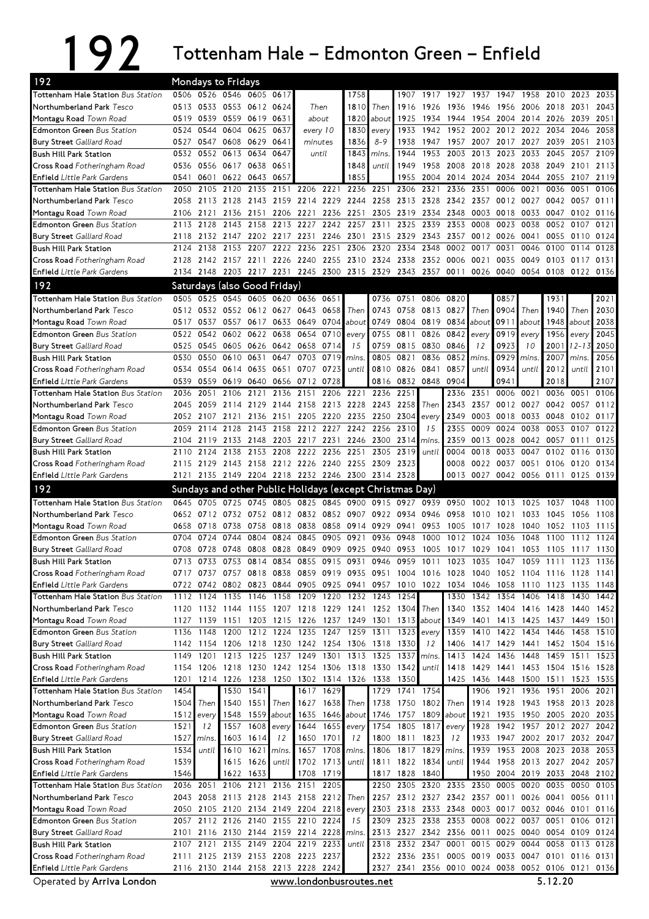# 192 Tottenham Hale – Edmonton Green – Enfield

## Mondays to Fridays

| 192 | | | | | | | | | | | | | | | | | |
|---|---|---|---|---|---|---|---|---|---|---|---|---|---|---|---|---|---|
| **Tottenham Hale Station** *Bus Station* | 0506 | 0526 | 0546 | 0605 | 0617 | | 1758 | | 1907 | 1917 | 1927 | 1937 | 1947 | 1958 | 2010 | 2023 | 2035 |
| **Northumberland Park** *Tesco* | 0513 | 0533 | 0553 | 0612 | 0624 | Then | 1810 | Then | 1916 | 1926 | 1936 | 1946 | 1956 | 2006 | 2018 | 2031 | 2043 |
| **Montagu Road** *Town Road* | 0519 | 0539 | 0559 | 0619 | 0631 | about | 1820 | about | 1925 | 1934 | 1944 | 1954 | 2004 | 2014 | 2026 | 2039 | 2051 |
| **Edmonton Green** *Bus Station* | 0524 | 0544 | 0604 | 0625 | 0637 | every 10 | 1830 | every | 1933 | 1942 | 1952 | 2002 | 2012 | 2022 | 2034 | 2046 | 2058 |
| **Bury Street** *Galliard Road* | 0527 | 0547 | 0608 | 0629 | 0641 | minutes | 1836 | 8-9 | 1938 | 1947 | 1957 | 2007 | 2017 | 2027 | 2039 | 2051 | 2103 |
| **Bush Hill Park Station** | 0532 | 0552 | 0613 | 0634 | 0647 | until | 1843 | mins. | 1944 | 1953 | 2003 | 2013 | 2023 | 2033 | 2045 | 2057 | 2109 |
| **Cross Road** *Fotheringham Road* | 0536 | 0556 | 0617 | 0638 | 0651 | | 1848 | until | 1949 | 1958 | 2008 | 2018 | 2028 | 2038 | 2049 | 2101 | 2113 |
| **Enfield** *Little Park Gardens* | 0541 | 0601 | 0622 | 0643 | 0657 | | 1855 | | 1955 | 2004 | 2014 | 2024 | 2034 | 2044 | 2055 | 2107 | 2119 |

| | | | | | | | | | | | | | | | | | | |
|---|---|---|---|---|---|---|---|---|---|---|---|---|---|---|---|---|---|---|
| **Tottenham Hale Station** *Bus Station* | 2050 | 2105 | 2120 | 2135 | 2151 | 2206 | 2221 | 2236 | 2251 | 2306 | 2321 | 2336 | 2351 | 0006 | 0021 | 0036 | 0051 | 0106 |
| **Northumberland Park** *Tesco* | 2058 | 2113 | 2128 | 2143 | 2159 | 2214 | 2229 | 2244 | 2258 | 2313 | 2328 | 2342 | 2357 | 0012 | 0027 | 0042 | 0057 | 0111 |
| **Montagu Road** *Town Road* | 2106 | 2121 | 2136 | 2151 | 2206 | 2221 | 2236 | 2251 | 2305 | 2319 | 2334 | 2348 | 0003 | 0018 | 0033 | 0047 | 0102 | 0116 |
| **Edmonton Green** *Bus Station* | 2113 | 2128 | 2143 | 2158 | 2213 | 2227 | 2242 | 2257 | 2311 | 2325 | 2339 | 2353 | 0008 | 0023 | 0038 | 0052 | 0107 | 0121 |
| **Bury Street** *Galliard Road* | 2118 | 2132 | 2147 | 2202 | 2217 | 2231 | 2246 | 2301 | 2315 | 2329 | 2343 | 2357 | 0012 | 0026 | 0041 | 0055 | 0110 | 0124 |
| **Bush Hill Park Station** | 2124 | 2138 | 2153 | 2207 | 2222 | 2236 | 2251 | 2306 | 2320 | 2334 | 2348 | 0002 | 0017 | 0031 | 0046 | 0100 | 0114 | 0128 |
| **Cross Road** *Fotheringham Road* | 2128 | 2142 | 2157 | 2211 | 2226 | 2240 | 2255 | 2310 | 2324 | 2338 | 2352 | 0006 | 0021 | 0035 | 0049 | 0103 | 0117 | 0131 |
| **Enfield** *Little Park Gardens* | 2134 | 2148 | 2203 | 2217 | 2231 | 2245 | 2300 | 2315 | 2329 | 2343 | 2357 | 0011 | 0026 | 0040 | 0054 | 0108 | 0122 | 0136 |

## Saturdays (also Good Friday)

| 192 | | | | | | | | | | | | | | | | | | | | |
|---|---|---|---|---|---|---|---|---|---|---|---|---|---|---|---|---|---|---|---|---|
| **Tottenham Hale Station** *Bus Station* | 0505 | 0525 | 0545 | 0605 | 0620 | 0636 | 0651 | | 0736 | 0751 | 0806 | 0820 | | 0857 | | 1931 | | 2021 |
| **Northumberland Park** *Tesco* | 0512 | 0532 | 0552 | 0612 | 0627 | 0643 | 0658 | Then | 0743 | 0758 | 0813 | 0827 | Then | 0904 | Then | 1940 | Then | 2030 |
| **Montagu Road** *Town Road* | 0517 | 0537 | 0557 | 0617 | 0633 | 0649 | 0704 | about | 0749 | 0804 | 0819 | 0834 | about | 0911 | about | 1948 | about | 2038 |
| **Edmonton Green** *Bus Station* | 0522 | 0542 | 0602 | 0622 | 0638 | 0654 | 0710 | every | 0755 | 0811 | 0826 | 0842 | every | 0919 | every | 1956 | every | 2045 |
| **Bury Street** *Galliard Road* | 0525 | 0545 | 0605 | 0626 | 0642 | 0658 | 0714 | 15 | 0759 | 0815 | 0830 | 0846 | 12 | 0923 | 10 | 2001 | 12-13 | 2050 |
| **Bush Hill Park Station** | 0530 | 0550 | 0610 | 0631 | 0647 | 0703 | 0719 | mins. | 0805 | 0821 | 0836 | 0852 | mins. | 0929 | mins. | 2007 | mins. | 2056 |
| **Cross Road** *Fotheringham Road* | 0534 | 0554 | 0614 | 0635 | 0651 | 0707 | 0723 | until | 0810 | 0826 | 0841 | 0857 | until | 0934 | until | 2012 | until | 2101 |
| **Enfield** *Little Park Gardens* | 0539 | 0559 | 0619 | 0640 | 0656 | 0712 | 0728 | | 0816 | 0832 | 0848 | 0904 | | 0941 | | 2018 | | 2107 |

| | | | | | | | | | | | | | | | | | |
|---|---|---|---|---|---|---|---|---|---|---|---|---|---|---|---|---|---|
| **Tottenham Hale Station** *Bus Station* | 2036 | 2051 | 2106 | 2121 | 2136 | 2151 | 2206 | 2221 | 2236 | 2251 | | 2336 | 2351 | 0006 | 0021 | 0036 | 0051 | 0106 |
| **Northumberland Park** *Tesco* | 2045 | 2059 | 2114 | 2129 | 2144 | 2158 | 2213 | 2228 | 2243 | 2258 | Then | 2343 | 2357 | 0012 | 0027 | 0042 | 0057 | 0112 |
| **Montagu Road** *Town Road* | 2052 | 2107 | 2121 | 2136 | 2151 | 2205 | 2220 | 2235 | 2250 | 2304 | every | 2349 | 0003 | 0018 | 0033 | 0048 | 0102 | 0117 |
| **Edmonton Green** *Bus Station* | 2059 | 2114 | 2128 | 2143 | 2158 | 2212 | 2227 | 2242 | 2256 | 2310 | 15 | 2355 | 0009 | 0024 | 0038 | 0053 | 0107 | 0122 |
| **Bury Street** *Galliard Road* | 2104 | 2119 | 2133 | 2148 | 2203 | 2217 | 2231 | 2246 | 2300 | 2314 | mins. | 2359 | 0013 | 0028 | 0042 | 0057 | 0111 | 0125 |
| **Bush Hill Park Station** | 2110 | 2124 | 2138 | 2153 | 2208 | 2222 | 2236 | 2251 | 2305 | 2319 | until | 0004 | 0018 | 0033 | 0047 | 0102 | 0116 | 0130 |
| **Cross Road** *Fotheringham Road* | 2115 | 2129 | 2143 | 2158 | 2212 | 2226 | 2240 | 2255 | 2309 | 2323 | | 0008 | 0022 | 0037 | 0051 | 0106 | 0120 | 0134 |
| **Enfield** *Little Park Gardens* | 2121 | 2135 | 2149 | 2204 | 2218 | 2232 | 2246 | 2300 | 2314 | 2328 | | 0013 | 0027 | 0042 | 0056 | 0111 | 0125 | 0139 |

## Sundays and other Public Holidays (except Christmas Day)

| 192 | | | | | | | | | | | | | | | | | | |
|---|---|---|---|---|---|---|---|---|---|---|---|---|---|---|---|---|---|---|
| **Tottenham Hale Station** *Bus Station* | 0645 | 0705 | 0725 | 0745 | 0805 | 0825 | 0845 | 0900 | 0915 | 0927 | 0939 | 0950 | 1002 | 1013 | 1025 | 1037 | 1048 | 1100 |
| **Northumberland Park** *Tesco* | 0652 | 0712 | 0732 | 0752 | 0812 | 0832 | 0852 | 0907 | 0922 | 0934 | 0946 | 0958 | 1010 | 1021 | 1033 | 1045 | 1056 | 1108 |
| **Montagu Road** *Town Road* | 0658 | 0718 | 0738 | 0758 | 0818 | 0838 | 0858 | 0914 | 0929 | 0941 | 0953 | 1005 | 1017 | 1028 | 1040 | 1052 | 1103 | 1115 |
| **Edmonton Green** *Bus Station* | 0704 | 0724 | 0744 | 0804 | 0824 | 0845 | 0905 | 0921 | 0936 | 0948 | 1000 | 1012 | 1024 | 1036 | 1048 | 1100 | 1112 | 1124 |
| **Bury Street** *Galliard Road* | 0708 | 0728 | 0748 | 0808 | 0828 | 0849 | 0909 | 0925 | 0940 | 0953 | 1005 | 1017 | 1029 | 1041 | 1053 | 1105 | 1117 | 1130 |
| **Bush Hill Park Station** | 0713 | 0733 | 0753 | 0814 | 0834 | 0855 | 0915 | 0931 | 0946 | 0959 | 1011 | 1023 | 1035 | 1047 | 1059 | 1111 | 1123 | 1136 |
| **Cross Road** *Fotheringham Road* | 0717 | 0737 | 0757 | 0818 | 0838 | 0859 | 0919 | 0935 | 0951 | 1004 | 1016 | 1028 | 1040 | 1052 | 1104 | 1116 | 1128 | 1141 |
| **Enfield** *Little Park Gardens* | 0722 | 0742 | 0802 | 0823 | 0844 | 0905 | 0925 | 0941 | 0957 | 1010 | 1022 | 1034 | 1046 | 1058 | 1110 | 1123 | 1135 | 1148 |

| | | | | | | | | | | | | | | | | | |
|---|---|---|---|---|---|---|---|---|---|---|---|---|---|---|---|---|---|
| **Tottenham Hale Station** *Bus Station* | 1112 | 1124 | 1135 | 1146 | 1158 | 1209 | 1220 | 1232 | 1243 | 1254 | | 1330 | 1342 | 1354 | 1406 | 1418 | 1430 | 1442 |
| **Northumberland Park** *Tesco* | 1120 | 1132 | 1144 | 1155 | 1207 | 1218 | 1229 | 1241 | 1252 | 1304 | Then | 1340 | 1352 | 1404 | 1416 | 1428 | 1440 | 1452 |
| **Montagu Road** *Town Road* | 1127 | 1139 | 1151 | 1203 | 1215 | 1226 | 1237 | 1249 | 1301 | 1313 | about | 1349 | 1401 | 1413 | 1425 | 1437 | 1449 | 1501 |
| **Edmonton Green** *Bus Station* | 1136 | 1148 | 1200 | 1212 | 1224 | 1235 | 1247 | 1259 | 1311 | 1323 | every | 1359 | 1410 | 1422 | 1434 | 1446 | 1458 | 1510 |
| **Bury Street** *Galliard Road* | 1142 | 1154 | 1206 | 1218 | 1230 | 1242 | 1254 | 1306 | 1318 | 1330 | 12 | 1406 | 1417 | 1429 | 1441 | 1452 | 1504 | 1516 |
| **Bush Hill Park Station** | 1149 | 1201 | 1213 | 1225 | 1237 | 1249 | 1301 | 1313 | 1325 | 1337 | mins. | 1413 | 1424 | 1436 | 1448 | 1459 | 1511 | 1523 |
| **Cross Road** *Fotheringham Road* | 1154 | 1206 | 1218 | 1230 | 1242 | 1254 | 1306 | 1318 | 1330 | 1342 | until | 1418 | 1429 | 1441 | 1453 | 1504 | 1516 | 1528 |
| **Enfield** *Little Park Gardens* | 1201 | 1214 | 1226 | 1238 | 1250 | 1302 | 1314 | 1326 | 1338 | 1350 | | 1425 | 1436 | 1448 | 1500 | 1511 | 1523 | 1535 |

| | | | | | | | | | | | | | | | | | | | |
|---|---|---|---|---|---|---|---|---|---|---|---|---|---|---|---|---|---|---|---|
| **Tottenham Hale Station** *Bus Station* | 1454 | | 1530 | 1541 | | 1617 | 1629 | | 1729 | 1741 | 1754 | | 1906 | 1921 | 1936 | 1951 | 2006 | 2021 |
| **Northumberland Park** *Tesco* | 1504 | Then | 1540 | 1551 | Then | 1627 | 1638 | Then | 1738 | 1750 | 1802 | Then | 1914 | 1928 | 1943 | 1958 | 2013 | 2028 |
| **Montagu Road** *Town Road* | 1512 | every | 1548 | 1559 | about | 1635 | 1646 | about | 1746 | 1757 | 1809 | about | 1921 | 1935 | 1950 | 2005 | 2020 | 2035 |
| **Edmonton Green** *Bus Station* | 1521 | 12 | 1557 | 1608 | every | 1644 | 1655 | every | 1754 | 1805 | 1817 | every | 1928 | 1942 | 1957 | 2012 | 2027 | 2042 |
| **Bury Street** *Galliard Road* | 1527 | mins. | 1603 | 1614 | 12 | 1650 | 1701 | 12 | 1800 | 1811 | 1823 | 12 | 1933 | 1947 | 2002 | 2017 | 2032 | 2047 |
| **Bush Hill Park Station** | 1534 | until | 1610 | 1621 | mins. | 1657 | 1708 | mins. | 1806 | 1817 | 1829 | mins. | 1939 | 1953 | 2008 | 2023 | 2038 | 2053 |
| **Cross Road** *Fotheringham Road* | 1539 | | 1615 | 1626 | until | 1702 | 1713 | until | 1811 | 1822 | 1834 | until | 1944 | 1958 | 2013 | 2027 | 2042 | 2057 |
| **Enfield** *Little Park Gardens* | 1546 | | 1622 | 1633 | | 1708 | 1719 | | 1817 | 1828 | 1840 | | 1950 | 2004 | 2019 | 2033 | 2048 | 2102 |

| | | | | | | | | | | | | | | | | | |
|---|---|---|---|---|---|---|---|---|---|---|---|---|---|---|---|---|---|
| **Tottenham Hale Station** *Bus Station* | 2036 | 2051 | 2106 | 2121 | 2136 | 2151 | 2205 | | 2250 | 2305 | 2320 | 2335 | 2350 | 0005 | 0020 | 0035 | 0050 | 0105 |
| **Northumberland Park** *Tesco* | 2043 | 2058 | 2113 | 2128 | 2143 | 2158 | 2212 | Then | 2257 | 2312 | 2327 | 2342 | 2357 | 0011 | 0026 | 0041 | 0056 | 0111 |
| **Montagu Road** *Town Road* | 2050 | 2105 | 2120 | 2134 | 2149 | 2204 | 2218 | every | 2303 | 2318 | 2333 | 2348 | 0003 | 0017 | 0032 | 0046 | 0101 | 0116 |
| **Edmonton Green** *Bus Station* | 2057 | 2112 | 2126 | 2140 | 2155 | 2210 | 2224 | 15 | 2309 | 2323 | 2338 | 2353 | 0008 | 0022 | 0037 | 0051 | 0106 | 0121 |
| **Bury Street** *Galliard Road* | 2101 | 2116 | 2130 | 2144 | 2159 | 2214 | 2228 | mins. | 2313 | 2327 | 2342 | 2356 | 0011 | 0025 | 0040 | 0054 | 0109 | 0124 |
| **Bush Hill Park Station** | 2107 | 2121 | 2135 | 2149 | 2204 | 2219 | 2233 | until | 2318 | 2332 | 2347 | 0001 | 0015 | 0029 | 0044 | 0058 | 0113 | 0128 |
| **Cross Road** *Fotheringham Road* | 2111 | 2125 | 2139 | 2153 | 2208 | 2223 | 2237 | | 2322 | 2336 | 2351 | 0005 | 0019 | 0033 | 0047 | 0101 | 0116 | 0131 |
| **Enfield** *Little Park Gardens* | 2116 | 2130 | 2144 | 2158 | 2213 | 2228 | 2242 | | 2327 | 2341 | 2356 | 0010 | 0024 | 0038 | 0052 | 0106 | 0121 | 0136 |

Operated by **Arriva London** www.londonbusroutes.net 5.12.20